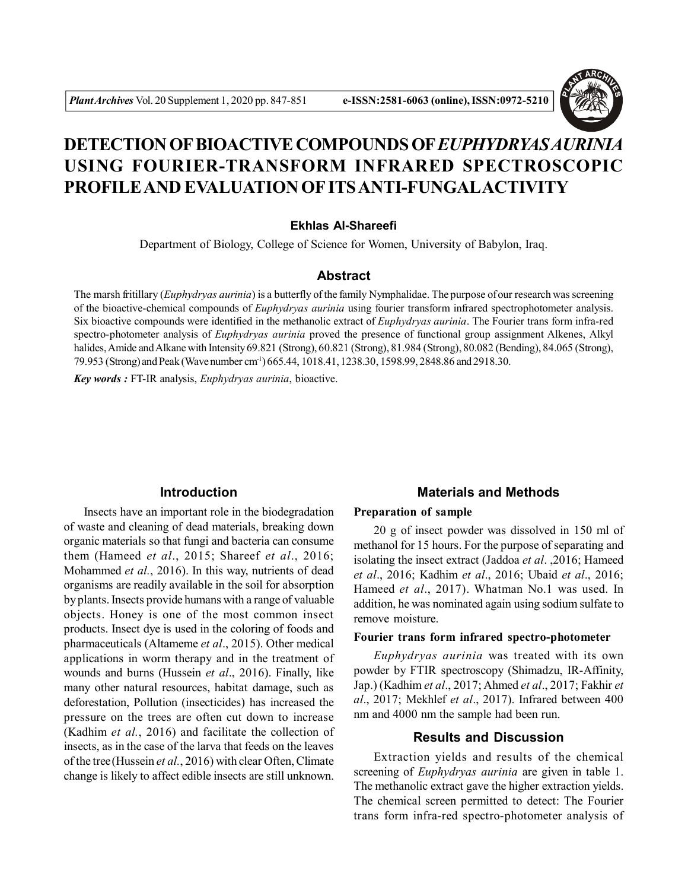# DETECTION OF BIOACTIVE COMPOUNDS OF *EUPHYDRYAS AURINIA* USING FOURIER-TRANSFORM INFRARED SPECTROSCOPIC PROFILE AND EVALUATION OF ITS ANTI-FUNGAL ACTIVITY

**Ekhlas Al-Shareefi**

Department of Biology, College of Science for Women, University of Babylon, Iraq.

## Abstract

The marsh fritillary (*Euphydryas aurinia*) is a butterfly of the family Nymphalidae. The purpose of our research was screening of the bioactive-chemical compounds of *Euphydryas aurinia* using fourier transform infrared spectrophotometer analysis. Six bioactive compounds were identified in the methanolic extract of *Euphydryas aurinia*. The Fourier trans form infra-red spectro-photometer analysis of *Euphydryas aurinia* proved the presence of functional group assignment Alkenes, Alkyl halides, Amide and Alkane with Intensity 69.821 (Strong), 60.821 (Strong), 81.984 (Strong), 80.082 (Bending), 84.065 (Strong), 79.953 (Strong) and Peak (Wave number cm$^{-1}$) 665.44, 1018.41, 1238.30, 1598.99, 2848.86 and 2918.30.

***Key words :*** FT-IR analysis, *Euphydryas aurinia*, bioactive.

## Introduction

Insects have an important role in the biodegradation of waste and cleaning of dead materials, breaking down organic materials so that fungi and bacteria can consume them (Hameed *et al*., 2015; Shareef *et al*., 2016; Mohammed *et al*., 2016). In this way, nutrients of dead organisms are readily available in the soil for absorption by plants. Insects provide humans with a range of valuable objects. Honey is one of the most common insect products. Insect dye is used in the coloring of foods and pharmaceuticals (Altameme *et al*., 2015). Other medical applications in worm therapy and in the treatment of wounds and burns (Hussein *et al*., 2016). Finally, like many other natural resources, habitat damage, such as deforestation, Pollution (insecticides) has increased the pressure on the trees are often cut down to increase (Kadhim *et al.*, 2016) and facilitate the collection of insects, as in the case of the larva that feeds on the leaves of the tree (Hussein *et al.*, 2016) with clear Often, Climate change is likely to affect edible insects are still unknown.

## Materials and Methods

### Preparation of sample

20 g of insect powder was dissolved in 150 ml of methanol for 15 hours. For the purpose of separating and isolating the insect extract (Jaddoa *et al*. ,2016; Hameed *et al*., 2016; Kadhim *et al*., 2016; Ubaid *et al*., 2016; Hameed *et al*., 2017). Whatman No.1 was used. In addition, he was nominated again using sodium sulfate to remove moisture.

### Fourier trans form infrared spectro-photometer

*Euphydryas aurinia* was treated with its own powder by FTIR spectroscopy (Shimadzu, IR-Affinity, Jap.) (Kadhim *et al*., 2017; Ahmed *et al*., 2017; Fakhir *et al*., 2017; Mekhlef *et al*., 2017). Infrared between 400 nm and 4000 nm the sample had been run.

## Results and Discussion

Extraction yields and results of the chemical screening of *Euphydryas aurinia* are given in table 1. The methanolic extract gave the higher extraction yields. The chemical screen permitted to detect: The Fourier trans form infra-red spectro-photometer analysis of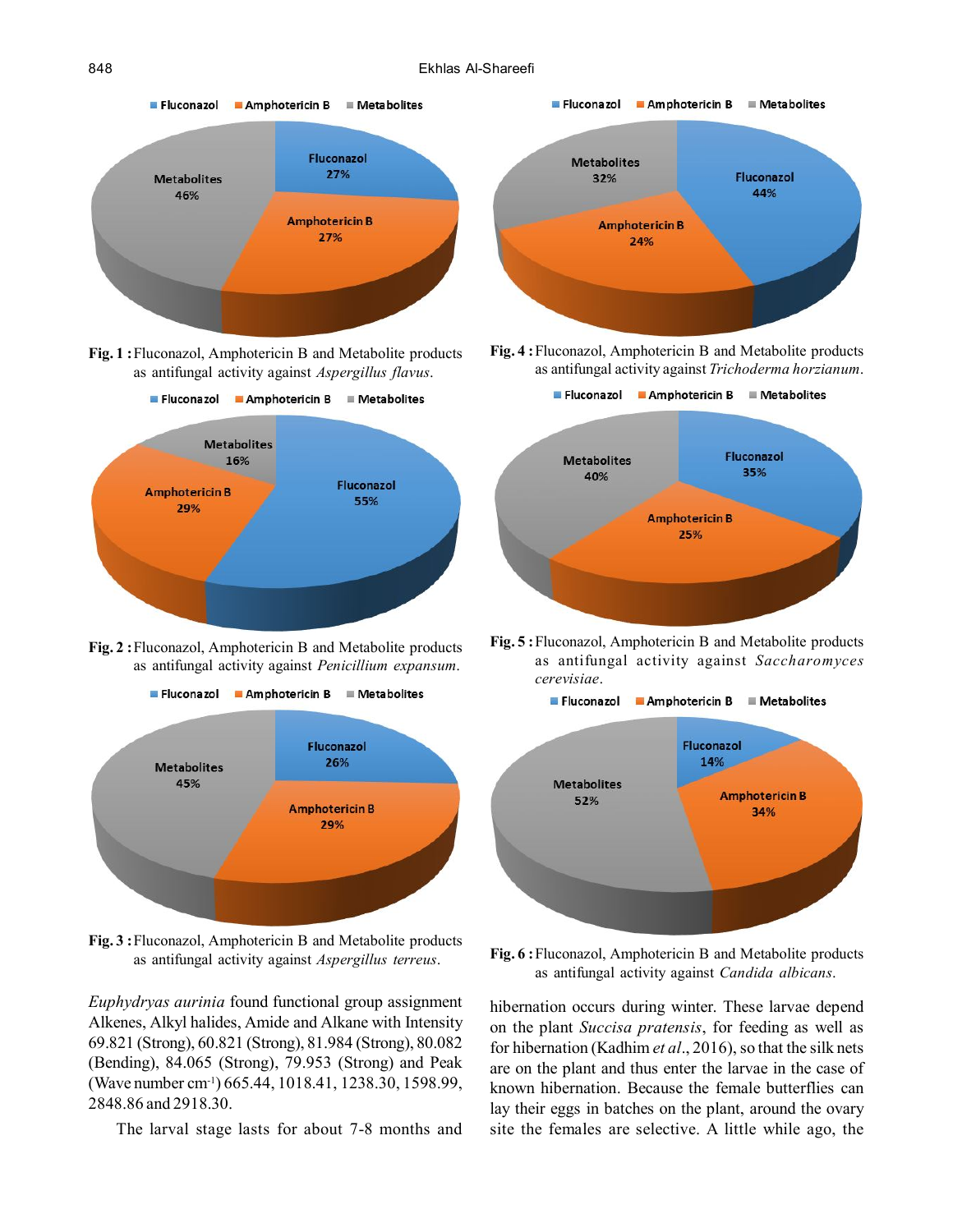Fig. 1 : Fluconazol, Amphotericin B and Metabolite products as antifungal activity against *Aspergillus flavus*.

Fig. 2 : Fluconazol, Amphotericin B and Metabolite products as antifungal activity against *Penicillium expansum*.

Fig. 3 : Fluconazol, Amphotericin B and Metabolite products as antifungal activity against *Aspergillus terreus*.

Fig. 4 : Fluconazol, Amphotericin B and Metabolite products as antifungal activity against *Trichoderma horzianum*.

Fig. 5 : Fluconazol, Amphotericin B and Metabolite products as antifungal activity against *Saccharomyces cerevisiae*.

Fig. 6 : Fluconazol, Amphotericin B and Metabolite products as antifungal activity against *Candida albicans*.

*Euphydryas aurinia* found functional group assignment Alkenes, Alkyl halides, Amide and Alkane with Intensity 69.821 (Strong), 60.821 (Strong), 81.984 (Strong), 80.082 (Bending), 84.065 (Strong), 79.953 (Strong) and Peak (Wave number cm$^{-1}$) 665.44, 1018.41, 1238.30, 1598.99, 2848.86 and 2918.30.

The larval stage lasts for about 7-8 months and hibernation occurs during winter. These larvae depend on the plant *Succisa pratensis*, for feeding as well as for hibernation (Kadhim *et al*., 2016), so that the silk nets are on the plant and thus enter the larvae in the case of known hibernation. Because the female butterflies can lay their eggs in batches on the plant, around the ovary site the females are selective. A little while ago, the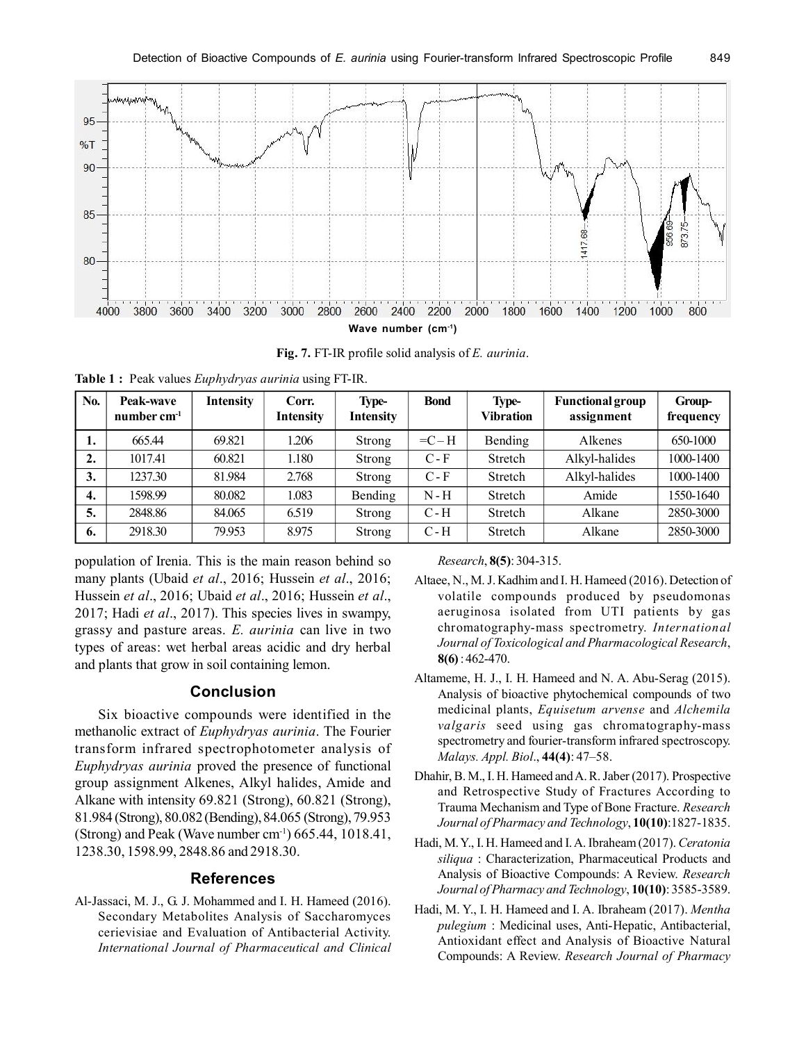**Fig. 7.** FT-IR profile solid analysis of *E. aurinia*.

**Table 1 :** Peak values *Euphydryas aurinia* using FT-IR.

| No. | Peak-wave number cm$^{-1}$ | Intensity | Corr. Intensity | Type-Intensity | Bond | Type-Vibration | Functional group assignment | Group-frequency |
|---|---|---|---|---|---|---|---|---|
| **1.** | 665.44 | 69.821 | 1.206 | Strong | =C – H | Bending | Alkenes | 650-1000 |
| **2.** | 1017.41 | 60.821 | 1.180 | Strong | C - F | Stretch | Alkyl-halides | 1000-1400 |
| **3.** | 1237.30 | 81.984 | 2.768 | Strong | C - F | Stretch | Alkyl-halides | 1000-1400 |
| **4.** | 1598.99 | 80.082 | 1.083 | Bending | N - H | Stretch | Amide | 1550-1640 |
| **5.** | 2848.86 | 84.065 | 6.519 | Strong | C - H | Stretch | Alkane | 2850-3000 |
| **6.** | 2918.30 | 79.953 | 8.975 | Strong | C - H | Stretch | Alkane | 2850-3000 |

population of Irenia. This is the main reason behind so many plants (Ubaid *et al*., 2016; Hussein *et al*., 2016; Hussein *et al*., 2016; Ubaid *et al*., 2016; Hussein *et al*., 2017; Hadi *et al*., 2017). This species lives in swampy, grassy and pasture areas. *E. aurinia* can live in two types of areas: wet herbal areas acidic and dry herbal and plants that grow in soil containing lemon.

## Conclusion

Six bioactive compounds were identified in the methanolic extract of *Euphydryas aurinia*. The Fourier transform infrared spectrophotometer analysis of *Euphydryas aurinia* proved the presence of functional group assignment Alkenes, Alkyl halides, Amide and Alkane with intensity 69.821 (Strong), 60.821 (Strong), 81.984 (Strong), 80.082 (Bending), 84.065 (Strong), 79.953 (Strong) and Peak (Wave number cm$^{-1}$) 665.44, 1018.41, 1238.30, 1598.99, 2848.86 and 2918.30.

## References

Al-Jassaci, M. J., G. J. Mohammed and I. H. Hameed (2016). Secondary Metabolites Analysis of Saccharomyces cerievisiae and Evaluation of Antibacterial Activity. *International Journal of Pharmaceutical and Clinical Research*, **8(5)**: 304-315.

Altaee, N., M. J. Kadhim and I. H. Hameed (2016). Detection of volatile compounds produced by pseudomonas aeruginosa isolated from UTI patients by gas chromatography-mass spectrometry. *International Journal of Toxicological and Pharmacological Research*, **8(6)** : 462-470.

Altameme, H. J., I. H. Hameed and N. A. Abu-Serag (2015). Analysis of bioactive phytochemical compounds of two medicinal plants, *Equisetum arvense* and *Alchemila valgaris* seed using gas chromatography-mass spectrometry and fourier-transform infrared spectroscopy. *Malays. Appl. Biol*., **44(4)**: 47–58.

Dhahir, B. M., I. H. Hameed and A. R. Jaber (2017). Prospective and Retrospective Study of Fractures According to Trauma Mechanism and Type of Bone Fracture. *Research Journal of Pharmacy and Technology*, **10(10)**:1827-1835.

Hadi, M. Y., I. H. Hameed and I. A. Ibraheam (2017). *Ceratonia siliqua* : Characterization, Pharmaceutical Products and Analysis of Bioactive Compounds: A Review. *Research Journal of Pharmacy and Technology*, **10(10)**: 3585-3589.

Hadi, M. Y., I. H. Hameed and I. A. Ibraheam (2017). *Mentha pulegium* : Medicinal uses, Anti-Hepatic, Antibacterial, Antioxidant effect and Analysis of Bioactive Natural Compounds: A Review. *Research Journal of Pharmacy*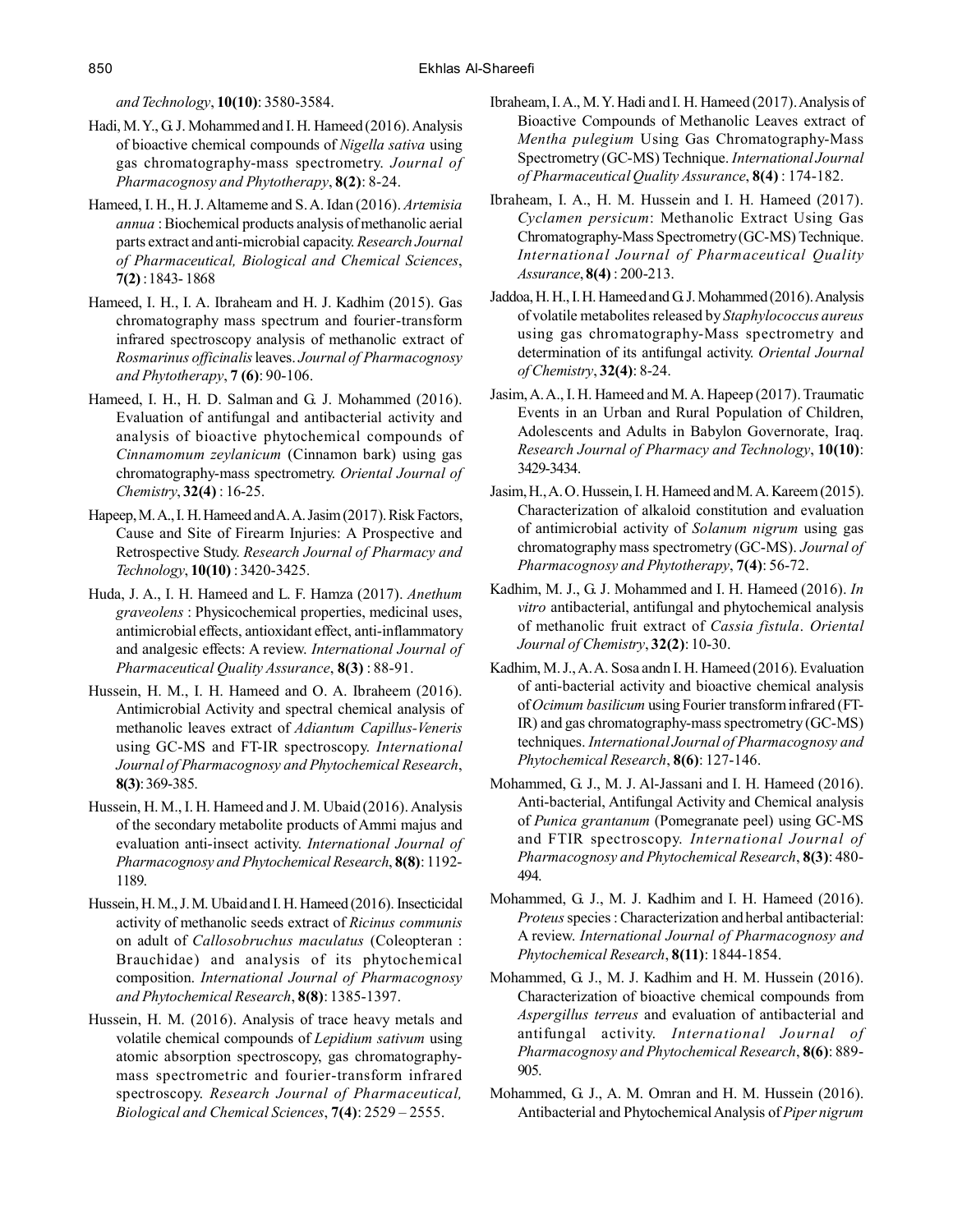*and Technology*, **10(10)**: 3580-3584.

Hadi, M. Y., G. J. Mohammed and I. H. Hameed (2016). Analysis of bioactive chemical compounds of *Nigella sativa* using gas chromatography-mass spectrometry. *Journal of Pharmacognosy and Phytotherapy*, **8(2)**: 8-24.

Hameed, I. H., H. J. Altameme and S. A. Idan (2016). *Artemisia annua* : Biochemical products analysis of methanolic aerial parts extract and anti-microbial capacity. *Research Journal of Pharmaceutical, Biological and Chemical Sciences*, **7(2)** : 1843- 1868

Hameed, I. H., I. A. Ibraheam and H. J. Kadhim (2015). Gas chromatography mass spectrum and fourier-transform infrared spectroscopy analysis of methanolic extract of *Rosmarinus officinalis* leaves. *Journal of Pharmacognosy and Phytotherapy*, **7 (6)**: 90-106.

Hameed, I. H., H. D. Salman and G. J. Mohammed (2016). Evaluation of antifungal and antibacterial activity and analysis of bioactive phytochemical compounds of *Cinnamomum zeylanicum* (Cinnamon bark) using gas chromatography-mass spectrometry. *Oriental Journal of Chemistry*, **32(4)** : 16-25.

Hapeep, M. A., I. H. Hameed and A. A. Jasim (2017). Risk Factors, Cause and Site of Firearm Injuries: A Prospective and Retrospective Study. *Research Journal of Pharmacy and Technology*, **10(10)** : 3420-3425.

Huda, J. A., I. H. Hameed and L. F. Hamza (2017). *Anethum graveolens* : Physicochemical properties, medicinal uses, antimicrobial effects, antioxidant effect, anti-inflammatory and analgesic effects: A review. *International Journal of Pharmaceutical Quality Assurance*, **8(3)** : 88-91.

Hussein, H. M., I. H. Hameed and O. A. Ibraheem (2016). Antimicrobial Activity and spectral chemical analysis of methanolic leaves extract of *Adiantum Capillus-Veneris* using GC-MS and FT-IR spectroscopy. *International Journal of Pharmacognosy and Phytochemical Research*, **8(3)**: 369-385.

Hussein, H. M., I. H. Hameed and J. M. Ubaid (2016). Analysis of the secondary metabolite products of Ammi majus and evaluation anti-insect activity. *International Journal of Pharmacognosy and Phytochemical Research*, **8(8)**: 1192-1189.

Hussein, H. M., J. M. Ubaid and I. H. Hameed (2016). Insecticidal activity of methanolic seeds extract of *Ricinus communis* on adult of *Callosobruchus maculatus* (Coleopteran : Brauchidae) and analysis of its phytochemical composition. *International Journal of Pharmacognosy and Phytochemical Research*, **8(8)**: 1385-1397.

Hussein, H. M. (2016). Analysis of trace heavy metals and volatile chemical compounds of *Lepidium sativum* using atomic absorption spectroscopy, gas chromatography-mass spectrometric and fourier-transform infrared spectroscopy. *Research Journal of Pharmaceutical, Biological and Chemical Sciences*, **7(4)**: 2529 – 2555.

Ibraheam, I. A., M. Y. Hadi and I. H. Hameed (2017). Analysis of Bioactive Compounds of Methanolic Leaves extract of *Mentha pulegium* Using Gas Chromatography-Mass Spectrometry (GC-MS) Technique. *International Journal of Pharmaceutical Quality Assurance*, **8(4)** : 174-182.

Ibraheam, I. A., H. M. Hussein and I. H. Hameed (2017). *Cyclamen persicum*: Methanolic Extract Using Gas Chromatography-Mass Spectrometry (GC-MS) Technique. *International Journal of Pharmaceutical Quality Assurance*, **8(4)** : 200-213.

Jaddoa, H. H., I. H. Hameed and G. J. Mohammed (2016). Analysis of volatile metabolites released by *Staphylococcus aureus* using gas chromatography-Mass spectrometry and determination of its antifungal activity. *Oriental Journal of Chemistry*, **32(4)**: 8-24.

Jasim, A. A., I. H. Hameed and M. A. Hapeep (2017). Traumatic Events in an Urban and Rural Population of Children, Adolescents and Adults in Babylon Governorate, Iraq. *Research Journal of Pharmacy and Technology*, **10(10)**: 3429-3434.

Jasim, H., A. O. Hussein, I. H. Hameed and M. A. Kareem (2015). Characterization of alkaloid constitution and evaluation of antimicrobial activity of *Solanum nigrum* using gas chromatography mass spectrometry (GC-MS). *Journal of Pharmacognosy and Phytotherapy*, **7(4)**: 56-72.

Kadhim, M. J., G. J. Mohammed and I. H. Hameed (2016). *In vitro* antibacterial, antifungal and phytochemical analysis of methanolic fruit extract of *Cassia fistula*. *Oriental Journal of Chemistry*, **32(2)**: 10-30.

Kadhim, M. J., A. A. Sosa andn I. H. Hameed (2016). Evaluation of anti-bacterial activity and bioactive chemical analysis of *Ocimum basilicum* using Fourier transform infrared (FT-IR) and gas chromatography-mass spectrometry (GC-MS) techniques. *International Journal of Pharmacognosy and Phytochemical Research*, **8(6)**: 127-146.

Mohammed, G. J., M. J. Al-Jassani and I. H. Hameed (2016). Anti-bacterial, Antifungal Activity and Chemical analysis of *Punica grantanum* (Pomegranate peel) using GC-MS and FTIR spectroscopy. *International Journal of Pharmacognosy and Phytochemical Research*, **8(3)**: 480-494.

Mohammed, G. J., M. J. Kadhim and I. H. Hameed (2016). *Proteus* species : Characterization and herbal antibacterial: A review. *International Journal of Pharmacognosy and Phytochemical Research*, **8(11)**: 1844-1854.

Mohammed, G. J., M. J. Kadhim and H. M. Hussein (2016). Characterization of bioactive chemical compounds from *Aspergillus terreus* and evaluation of antibacterial and antifungal activity. *International Journal of Pharmacognosy and Phytochemical Research*, **8(6)**: 889-905.

Mohammed, G. J., A. M. Omran and H. M. Hussein (2016). Antibacterial and Phytochemical Analysis of *Piper nigrum*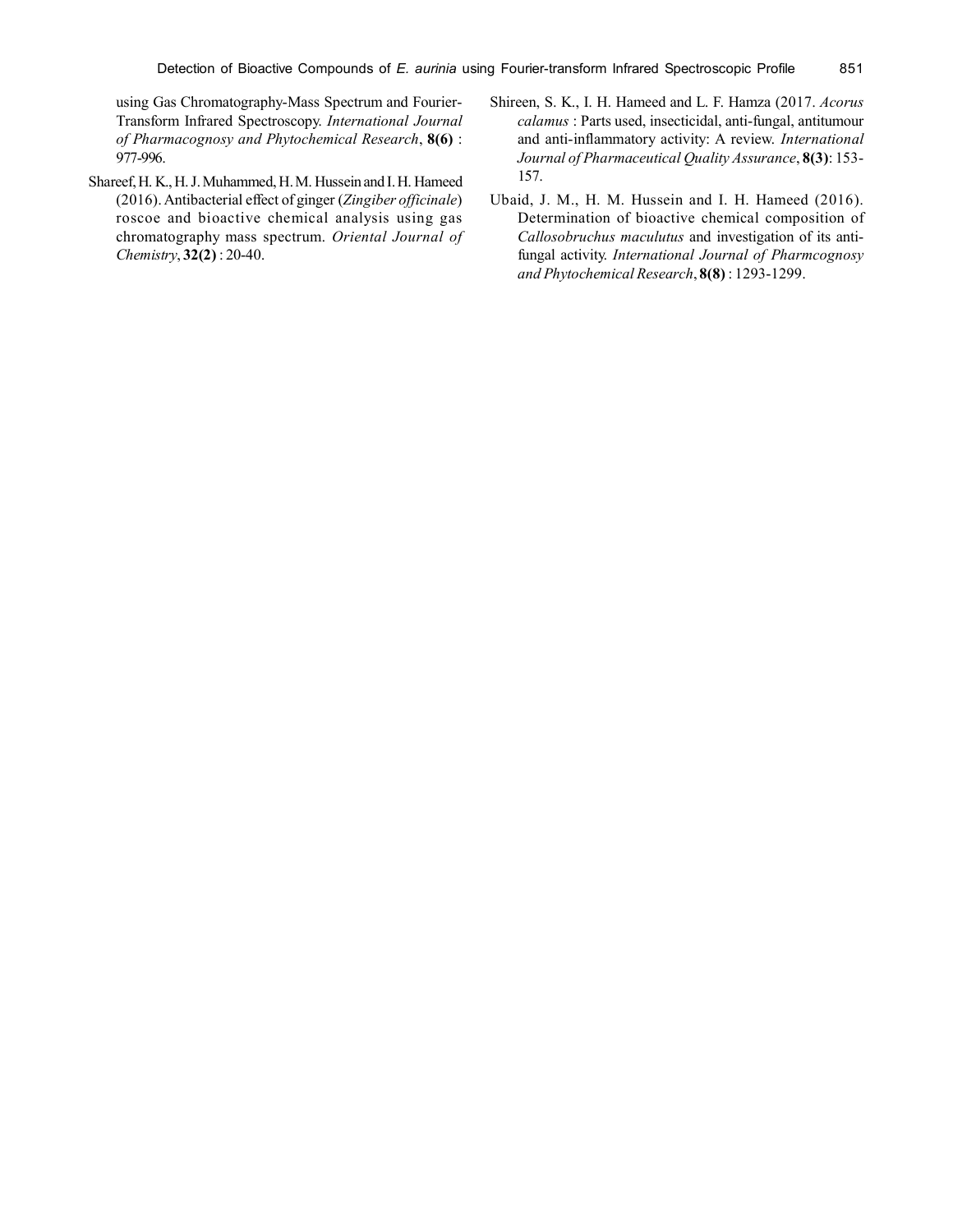using Gas Chromatography-Mass Spectrum and Fourier-Transform Infrared Spectroscopy. *International Journal of Pharmacognosy and Phytochemical Research*, **8(6)** : 977-996.

Shareef, H. K., H. J. Muhammed, H. M. Hussein and I. H. Hameed (2016). Antibacterial effect of ginger (*Zingiber officinale*) roscoe and bioactive chemical analysis using gas chromatography mass spectrum. *Oriental Journal of Chemistry*, **32(2)** : 20-40.

Shireen, S. K., I. H. Hameed and L. F. Hamza (2017. *Acorus calamus* : Parts used, insecticidal, anti-fungal, antitumour and anti-inflammatory activity: A review. *International Journal of Pharmaceutical Quality Assurance*, **8(3)**: 153-157.

Ubaid, J. M., H. M. Hussein and I. H. Hameed (2016). Determination of bioactive chemical composition of *Callosobruchus maculutus* and investigation of its anti-fungal activity. *International Journal of Pharmcognosy and Phytochemical Research*, **8(8)** : 1293-1299.